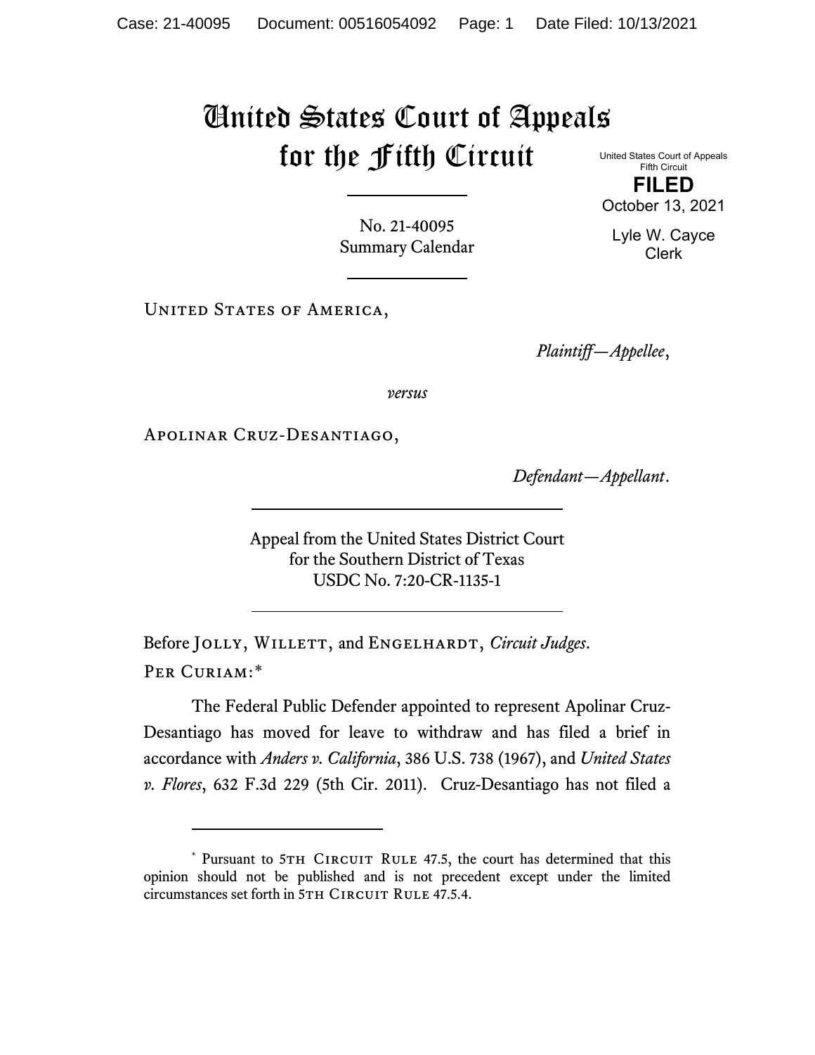# United States Court of Appeals for the Fifth Circuit

United States Court of Appeals
Fifth Circuit

**FILED**

October 13, 2021

Lyle W. Cayce
Clerk

No. 21-40095
Summary Calendar

---

United States of America,

*Plaintiff—Appellee*,

*versus*

Apolinar Cruz-Desantiago,

*Defendant—Appellant*.

---

Appeal from the United States District Court
for the Southern District of Texas
USDC No. 7:20-CR-1135-1

---

Before Jolly, Willett, and Engelhardt, *Circuit Judges*.

Per Curiam:*

The Federal Public Defender appointed to represent Apolinar Cruz-Desantiago has moved for leave to withdraw and has filed a brief in accordance with *Anders v. California*, 386 U.S. 738 (1967), and *United States v. Flores*, 632 F.3d 229 (5th Cir. 2011). Cruz-Desantiago has not filed a

---

* Pursuant to 5th Circuit Rule 47.5, the court has determined that this opinion should not be published and is not precedent except under the limited circumstances set forth in 5th Circuit Rule 47.5.4.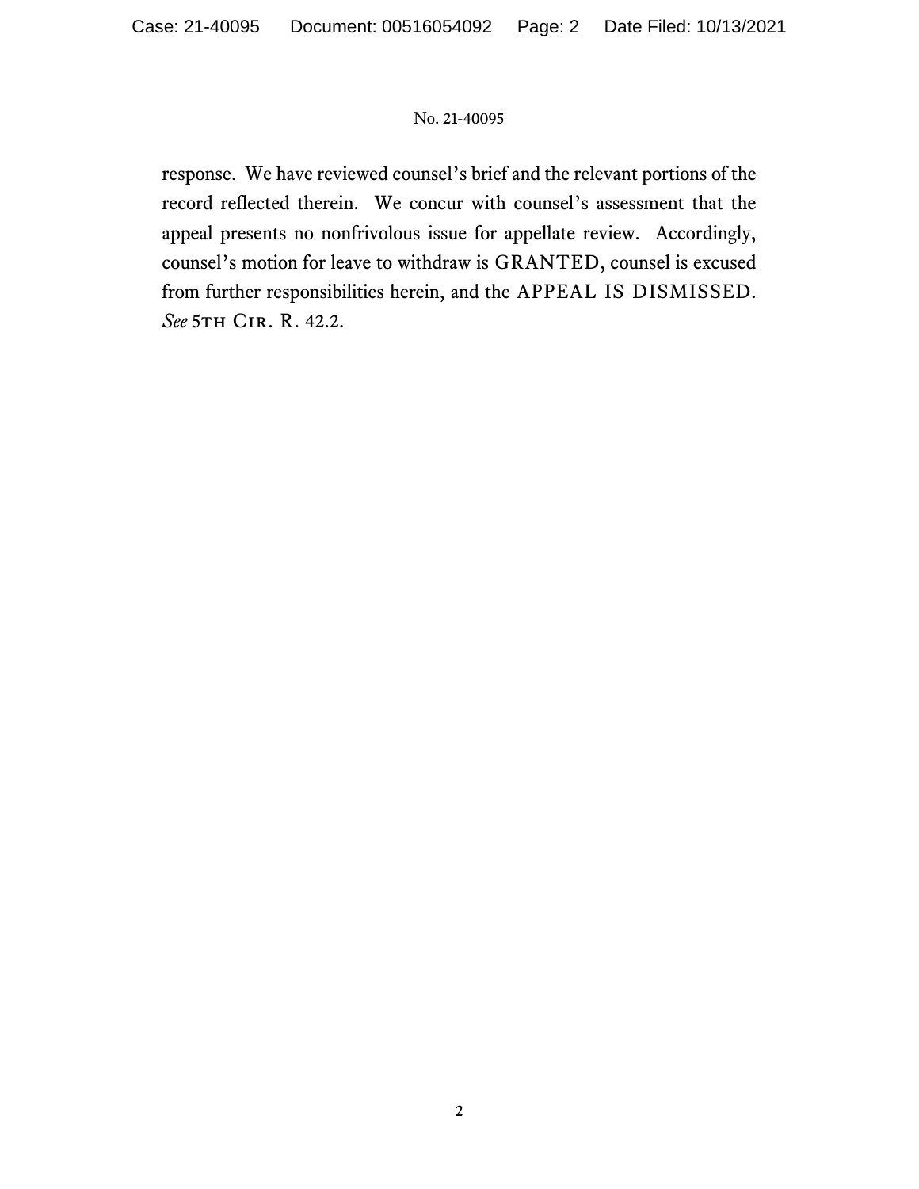response. We have reviewed counsel's brief and the relevant portions of the record reflected therein. We concur with counsel's assessment that the appeal presents no nonfrivolous issue for appellate review. Accordingly, counsel's motion for leave to withdraw is GRANTED, counsel is excused from further responsibilities herein, and the APPEAL IS DISMISSED. *See* 5TH CIR. R. 42.2.